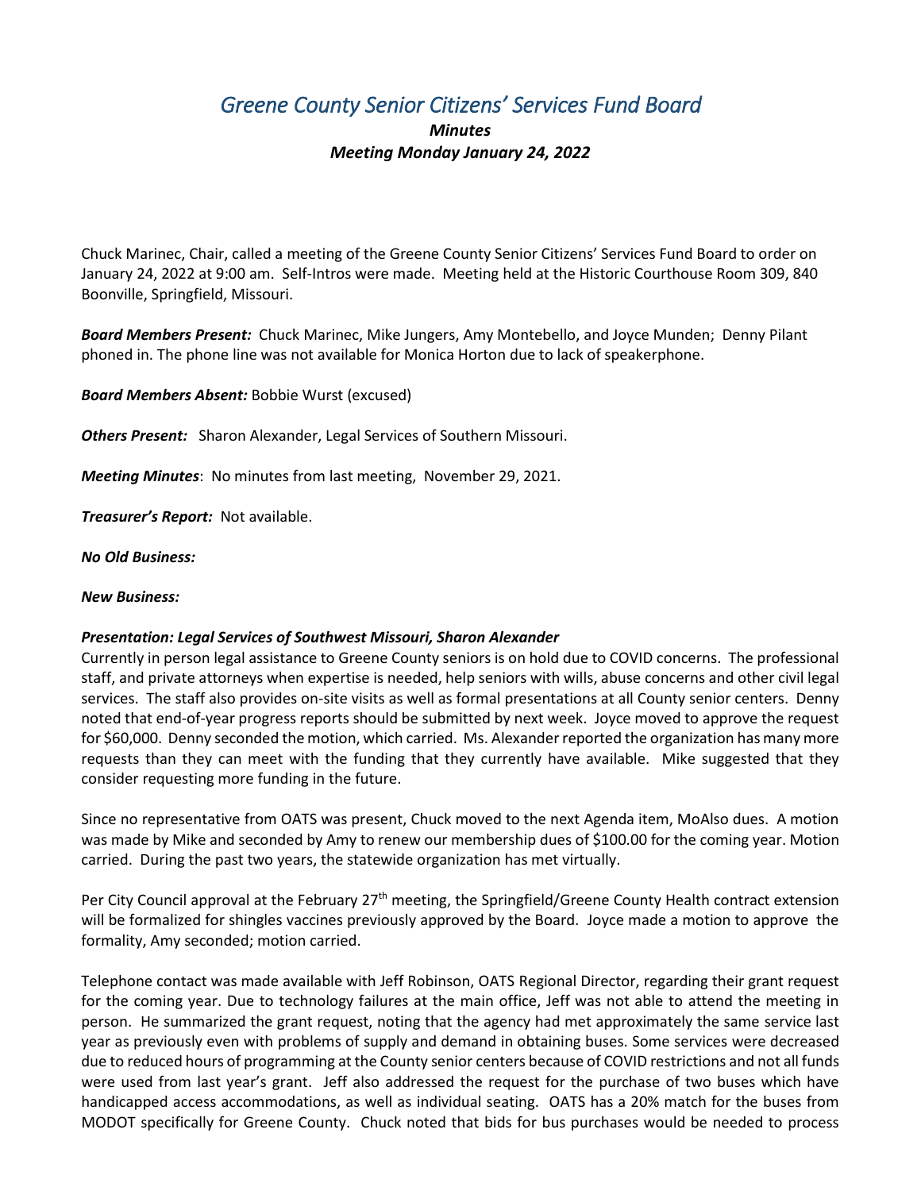# *Greene County Senior Citizens' Services Fund Board*

### *Minutes*

### *Meeting Monday January 24, 2022*

Chuck Marinec, Chair, called a meeting of the Greene County Senior Citizens' Services Fund Board to order on January 24, 2022 at 9:00 am. Self-Intros were made. Meeting held at the Historic Courthouse Room 309, 840 Boonville, Springfield, Missouri.

***Board Members Present:*** Chuck Marinec, Mike Jungers, Amy Montebello, and Joyce Munden; Denny Pilant phoned in. The phone line was not available for Monica Horton due to lack of speakerphone.

***Board Members Absent:*** Bobbie Wurst (excused)

***Others Present:*** Sharon Alexander, Legal Services of Southern Missouri.

***Meeting Minutes***: No minutes from last meeting, November 29, 2021.

***Treasurer's Report:*** Not available.

***No Old Business:***

***New Business:***

***Presentation: Legal Services of Southwest Missouri, Sharon Alexander***

Currently in person legal assistance to Greene County seniors is on hold due to COVID concerns. The professional staff, and private attorneys when expertise is needed, help seniors with wills, abuse concerns and other civil legal services. The staff also provides on-site visits as well as formal presentations at all County senior centers. Denny noted that end-of-year progress reports should be submitted by next week. Joyce moved to approve the request for $60,000. Denny seconded the motion, which carried. Ms. Alexander reported the organization has many more requests than they can meet with the funding that they currently have available. Mike suggested that they consider requesting more funding in the future.

Since no representative from OATS was present, Chuck moved to the next Agenda item, MoAlso dues. A motion was made by Mike and seconded by Amy to renew our membership dues of $100.00 for the coming year. Motion carried. During the past two years, the statewide organization has met virtually.

Per City Council approval at the February 27th meeting, the Springfield/Greene County Health contract extension will be formalized for shingles vaccines previously approved by the Board. Joyce made a motion to approve the formality, Amy seconded; motion carried.

Telephone contact was made available with Jeff Robinson, OATS Regional Director, regarding their grant request for the coming year. Due to technology failures at the main office, Jeff was not able to attend the meeting in person. He summarized the grant request, noting that the agency had met approximately the same service last year as previously even with problems of supply and demand in obtaining buses. Some services were decreased due to reduced hours of programming at the County senior centers because of COVID restrictions and not all funds were used from last year's grant. Jeff also addressed the request for the purchase of two buses which have handicapped access accommodations, as well as individual seating. OATS has a 20% match for the buses from MODOT specifically for Greene County. Chuck noted that bids for bus purchases would be needed to process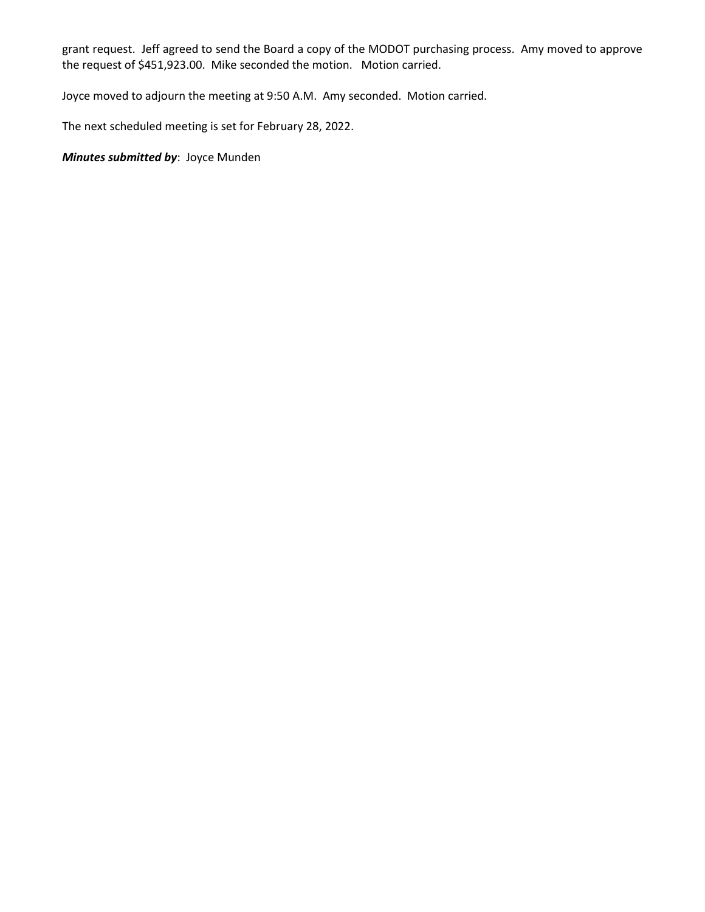grant request. Jeff agreed to send the Board a copy of the MODOT purchasing process. Amy moved to approve the request of $451,923.00. Mike seconded the motion. Motion carried.

Joyce moved to adjourn the meeting at 9:50 A.M. Amy seconded. Motion carried.

The next scheduled meeting is set for February 28, 2022.

***Minutes submitted by***: Joyce Munden